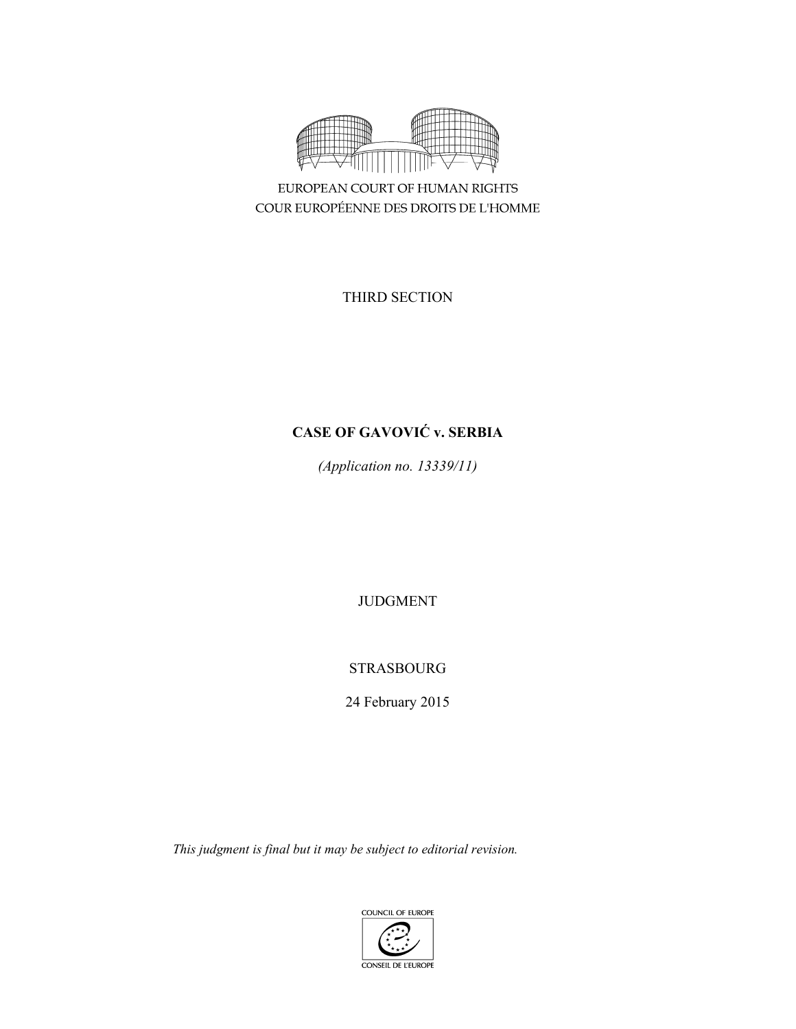EUROPEAN COURT OF HUMAN RIGHTS
COUR EUROPÉENNE DES DROITS DE L'HOMME

THIRD SECTION

**CASE OF GAVOVIĆ v. SERBIA**

*(Application no. 13339/11)*

JUDGMENT

STRASBOURG

24 February 2015

*This judgment is final but it may be subject to editorial revision.*

COUNCIL OF EUROPE
CONSEIL DE L'EUROPE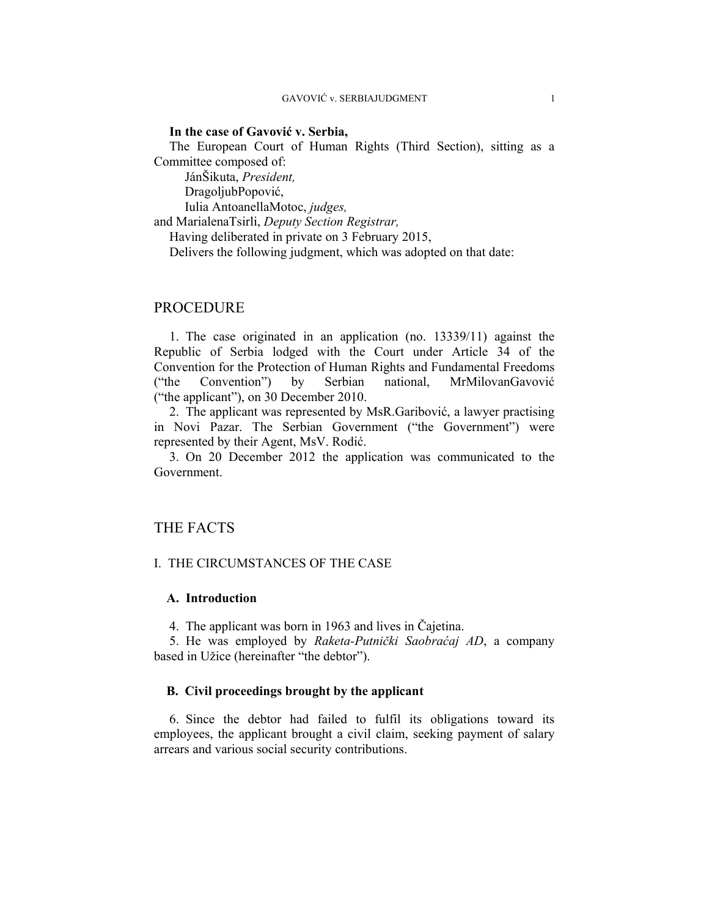**In the case of Gavović v. Serbia,**

The European Court of Human Rights (Third Section), sitting as a Committee composed of:

JánŠikuta, *President,*
DragoljubPopović,
Iulia AntoanellaMotoc, *judges,*
and MarialenaTsirli, *Deputy Section Registrar,*

Having deliberated in private on 3 February 2015,

Delivers the following judgment, which was adopted on that date:

# PROCEDURE

1. The case originated in an application (no. 13339/11) against the Republic of Serbia lodged with the Court under Article 34 of the Convention for the Protection of Human Rights and Fundamental Freedoms ("the Convention") by Serbian national, MrMilovanGavović ("the applicant"), on 30 December 2010.

2. The applicant was represented by MsR.Garibović, a lawyer practising in Novi Pazar. The Serbian Government ("the Government") were represented by their Agent, MsV. Rodić.

3. On 20 December 2012 the application was communicated to the Government.

# THE FACTS

## I. THE CIRCUMSTANCES OF THE CASE

### A. Introduction

4. The applicant was born in 1963 and lives in Čajetina.

5. He was employed by *Raketa-Putnički Saobraćaj AD*, a company based in Užice (hereinafter "the debtor").

### B. Civil proceedings brought by the applicant

6. Since the debtor had failed to fulfil its obligations toward its employees, the applicant brought a civil claim, seeking payment of salary arrears and various social security contributions.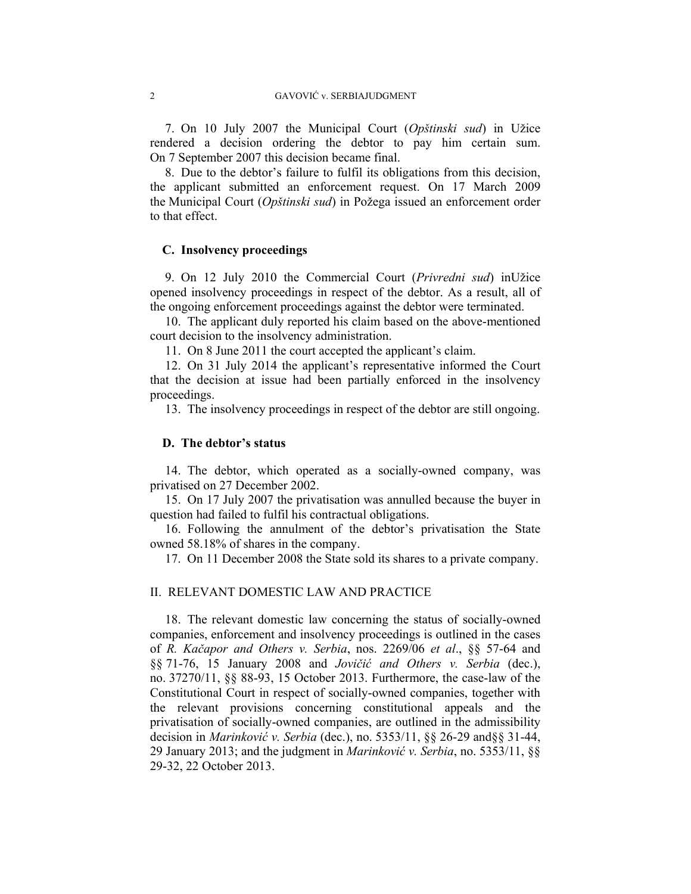7. On 10 July 2007 the Municipal Court (*Opštinski sud*) in Užice rendered a decision ordering the debtor to pay him certain sum. On 7 September 2007 this decision became final.

8. Due to the debtor's failure to fulfil its obligations from this decision, the applicant submitted an enforcement request. On 17 March 2009 the Municipal Court (*Opštinski sud*) in Požega issued an enforcement order to that effect.

### C. Insolvency proceedings

9. On 12 July 2010 the Commercial Court (*Privredni sud*) inUžice opened insolvency proceedings in respect of the debtor. As a result, all of the ongoing enforcement proceedings against the debtor were terminated.

10. The applicant duly reported his claim based on the above-mentioned court decision to the insolvency administration.

11. On 8 June 2011 the court accepted the applicant's claim.

12. On 31 July 2014 the applicant's representative informed the Court that the decision at issue had been partially enforced in the insolvency proceedings.

13. The insolvency proceedings in respect of the debtor are still ongoing.

### D. The debtor's status

14. The debtor, which operated as a socially-owned company, was privatised on 27 December 2002.

15. On 17 July 2007 the privatisation was annulled because the buyer in question had failed to fulfil his contractual obligations.

16. Following the annulment of the debtor's privatisation the State owned 58.18% of shares in the company.

17. On 11 December 2008 the State sold its shares to a private company.

## II. RELEVANT DOMESTIC LAW AND PRACTICE

18. The relevant domestic law concerning the status of socially-owned companies, enforcement and insolvency proceedings is outlined in the cases of *R. Kačapor and Others v. Serbia*, nos. 2269/06 *et al*., §§ 57-64 and §§ 71-76, 15 January 2008 and *Jovičić and Others v. Serbia* (dec.), no. 37270/11, §§ 88-93, 15 October 2013. Furthermore, the case-law of the Constitutional Court in respect of socially-owned companies, together with the relevant provisions concerning constitutional appeals and the privatisation of socially-owned companies, are outlined in the admissibility decision in *Marinković v. Serbia* (dec.), no. 5353/11, §§ 26-29 and§§ 31-44, 29 January 2013; and the judgment in *Marinković v. Serbia*, no. 5353/11, §§ 29-32, 22 October 2013.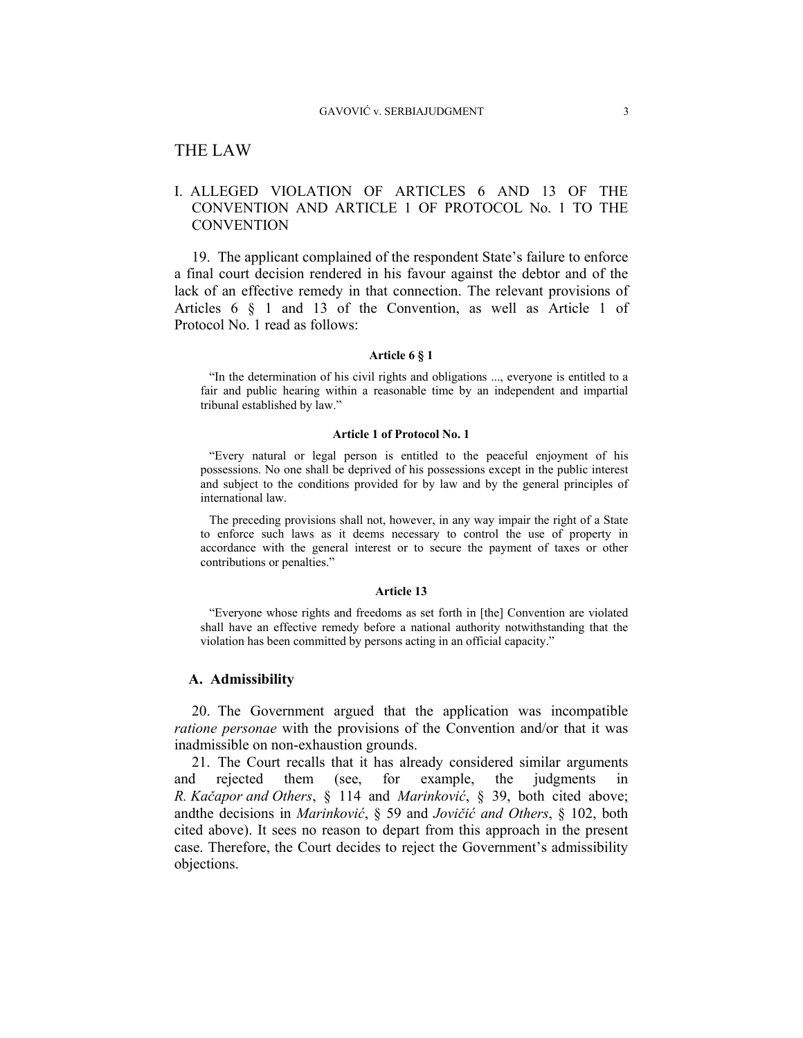# THE LAW

## I. ALLEGED VIOLATION OF ARTICLES 6 AND 13 OF THE CONVENTION AND ARTICLE 1 OF PROTOCOL No. 1 TO THE CONVENTION

19. The applicant complained of the respondent State's failure to enforce a final court decision rendered in his favour against the debtor and of the lack of an effective remedy in that connection. The relevant provisions of Articles 6 § 1 and 13 of the Convention, as well as Article 1 of Protocol No. 1 read as follows:

**Article 6 § 1**

"In the determination of his civil rights and obligations ..., everyone is entitled to a fair and public hearing within a reasonable time by an independent and impartial tribunal established by law."

**Article 1 of Protocol No. 1**

"Every natural or legal person is entitled to the peaceful enjoyment of his possessions. No one shall be deprived of his possessions except in the public interest and subject to the conditions provided for by law and by the general principles of international law.

The preceding provisions shall not, however, in any way impair the right of a State to enforce such laws as it deems necessary to control the use of property in accordance with the general interest or to secure the payment of taxes or other contributions or penalties."

**Article 13**

"Everyone whose rights and freedoms as set forth in [the] Convention are violated shall have an effective remedy before a national authority notwithstanding that the violation has been committed by persons acting in an official capacity."

### A. Admissibility

20. The Government argued that the application was incompatible *ratione personae* with the provisions of the Convention and/or that it was inadmissible on non-exhaustion grounds.

21. The Court recalls that it has already considered similar arguments and rejected them (see, for example, the judgments in *R. Kačapor and Others*, § 114 and *Marinković*, § 39, both cited above; andthe decisions in *Marinković*, § 59 and *Jovičić and Others*, § 102, both cited above). It sees no reason to depart from this approach in the present case. Therefore, the Court decides to reject the Government's admissibility objections.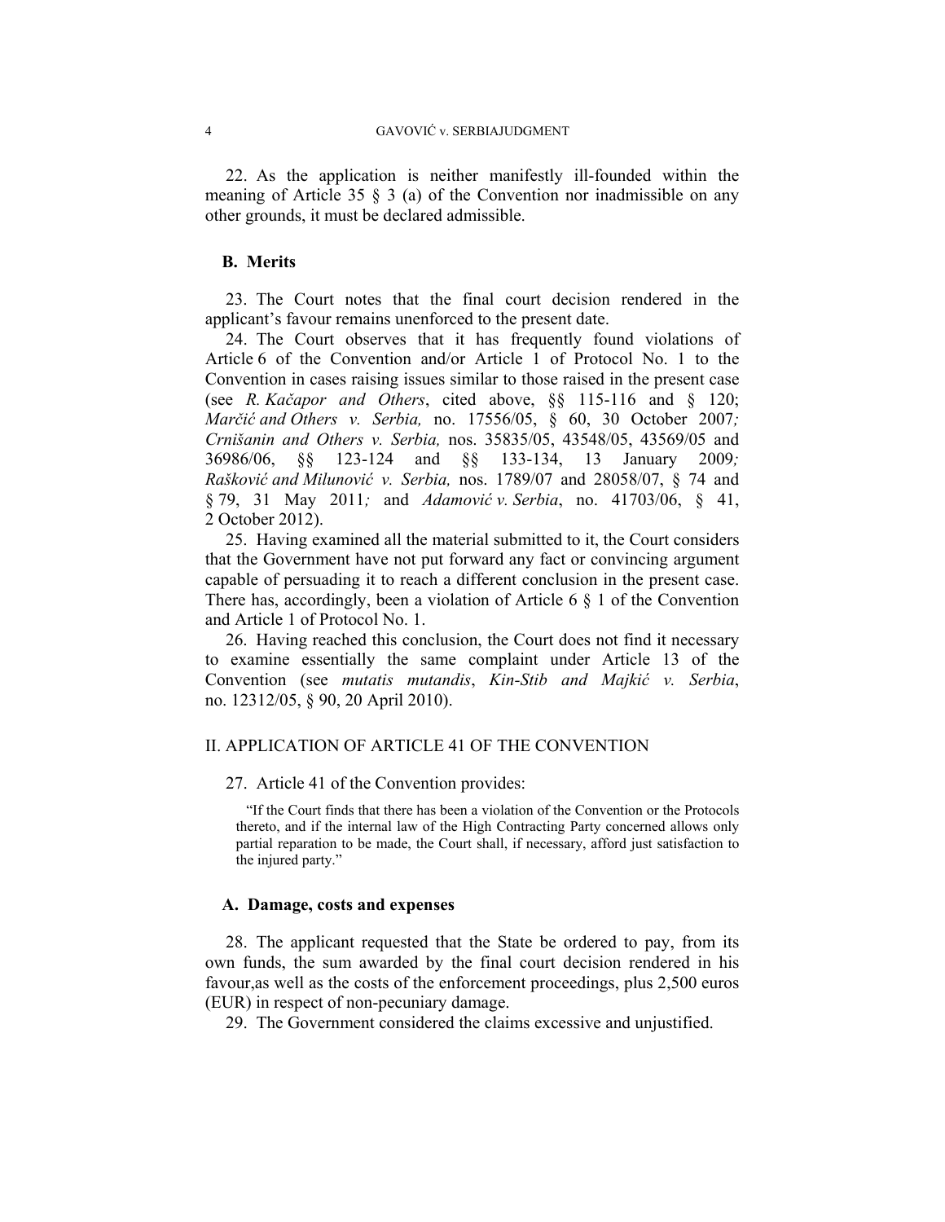22. As the application is neither manifestly ill-founded within the meaning of Article 35 § 3 (a) of the Convention nor inadmissible on any other grounds, it must be declared admissible.

### B. Merits

23. The Court notes that the final court decision rendered in the applicant's favour remains unenforced to the present date.

24. The Court observes that it has frequently found violations of Article 6 of the Convention and/or Article 1 of Protocol No. 1 to the Convention in cases raising issues similar to those raised in the present case (see *R. Kačapor and Others*, cited above, §§ 115-116 and § 120; *Marčić and Others v. Serbia,* no. 17556/05, § 60, 30 October 2007*;* *Crnišanin and Others v. Serbia,* nos. 35835/05, 43548/05, 43569/05 and 36986/06, §§ 123-124 and §§ 133-134, 13 January 2009*;* *Rašković and Milunović v. Serbia,* nos. 1789/07 and 28058/07, § 74 and § 79, 31 May 2011*;* and *Adamović v. Serbia*, no. 41703/06, § 41, 2 October 2012).

25. Having examined all the material submitted to it, the Court considers that the Government have not put forward any fact or convincing argument capable of persuading it to reach a different conclusion in the present case. There has, accordingly, been a violation of Article 6 § 1 of the Convention and Article 1 of Protocol No. 1.

26. Having reached this conclusion, the Court does not find it necessary to examine essentially the same complaint under Article 13 of the Convention (see *mutatis mutandis*, *Kin-Stib and Majkić v. Serbia*, no. 12312/05, § 90, 20 April 2010).

## II. APPLICATION OF ARTICLE 41 OF THE CONVENTION

27. Article 41 of the Convention provides:

> "If the Court finds that there has been a violation of the Convention or the Protocols thereto, and if the internal law of the High Contracting Party concerned allows only partial reparation to be made, the Court shall, if necessary, afford just satisfaction to the injured party."

### A. Damage, costs and expenses

28. The applicant requested that the State be ordered to pay, from its own funds, the sum awarded by the final court decision rendered in his favour,as well as the costs of the enforcement proceedings, plus 2,500 euros (EUR) in respect of non-pecuniary damage.

29. The Government considered the claims excessive and unjustified.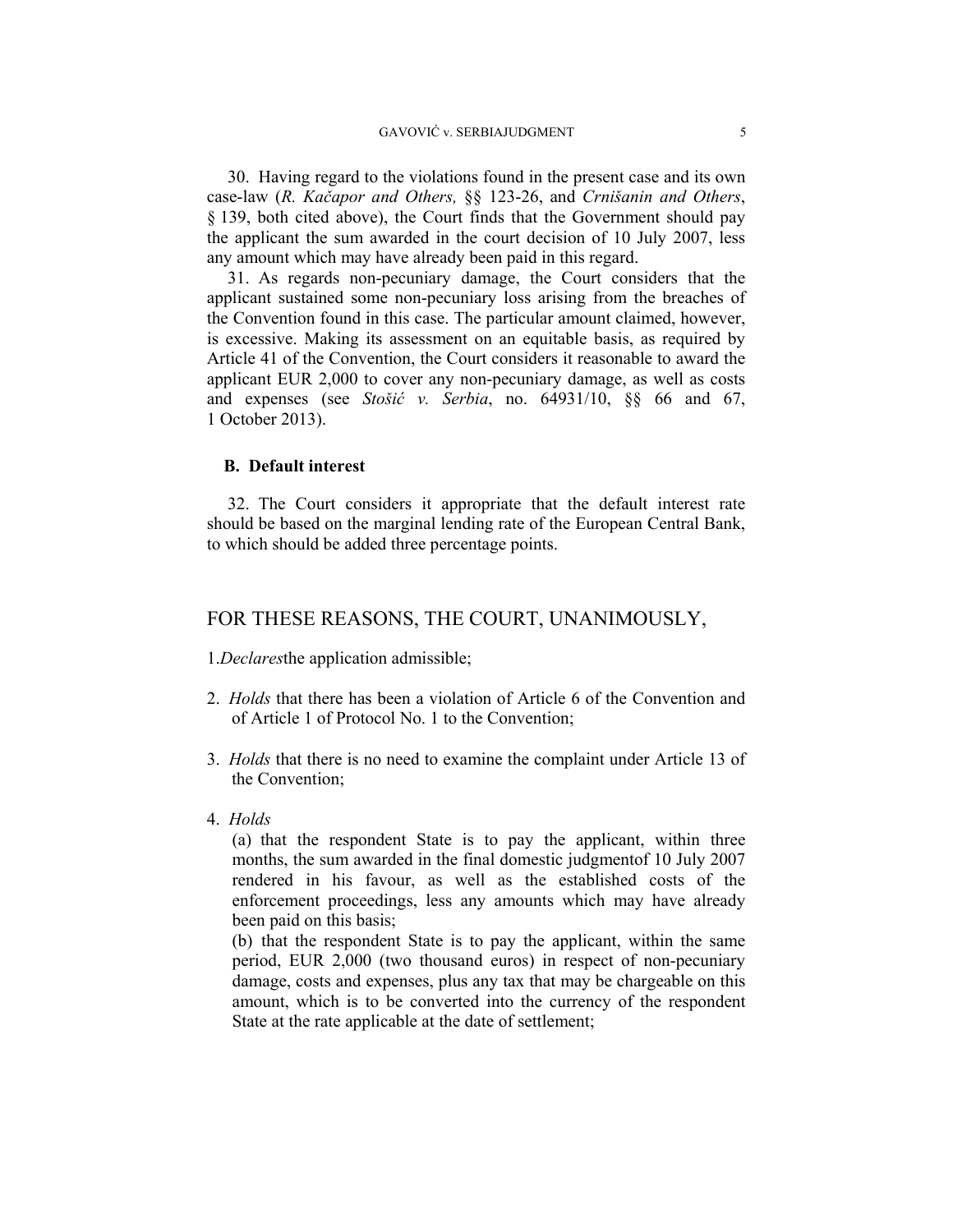30. Having regard to the violations found in the present case and its own case-law (*R. Kačapor and Others,* §§ 123-26, and *Crnišanin and Others*, § 139, both cited above), the Court finds that the Government should pay the applicant the sum awarded in the court decision of 10 July 2007, less any amount which may have already been paid in this regard.

31. As regards non-pecuniary damage, the Court considers that the applicant sustained some non-pecuniary loss arising from the breaches of the Convention found in this case. The particular amount claimed, however, is excessive. Making its assessment on an equitable basis, as required by Article 41 of the Convention, the Court considers it reasonable to award the applicant EUR 2,000 to cover any non-pecuniary damage, as well as costs and expenses (see *Stošić v. Serbia*, no. 64931/10, §§ 66 and 67, 1 October 2013).

### B. Default interest

32. The Court considers it appropriate that the default interest rate should be based on the marginal lending rate of the European Central Bank, to which should be added three percentage points.

## FOR THESE REASONS, THE COURT, UNANIMOUSLY,

1. *Declares* the application admissible;

2. *Holds* that there has been a violation of Article 6 of the Convention and of Article 1 of Protocol No. 1 to the Convention;

3. *Holds* that there is no need to examine the complaint under Article 13 of the Convention;

4. *Holds*

   (a) that the respondent State is to pay the applicant, within three months, the sum awarded in the final domestic judgment of 10 July 2007 rendered in his favour, as well as the established costs of the enforcement proceedings, less any amounts which may have already been paid on this basis;

   (b) that the respondent State is to pay the applicant, within the same period, EUR 2,000 (two thousand euros) in respect of non-pecuniary damage, costs and expenses, plus any tax that may be chargeable on this amount, which is to be converted into the currency of the respondent State at the rate applicable at the date of settlement;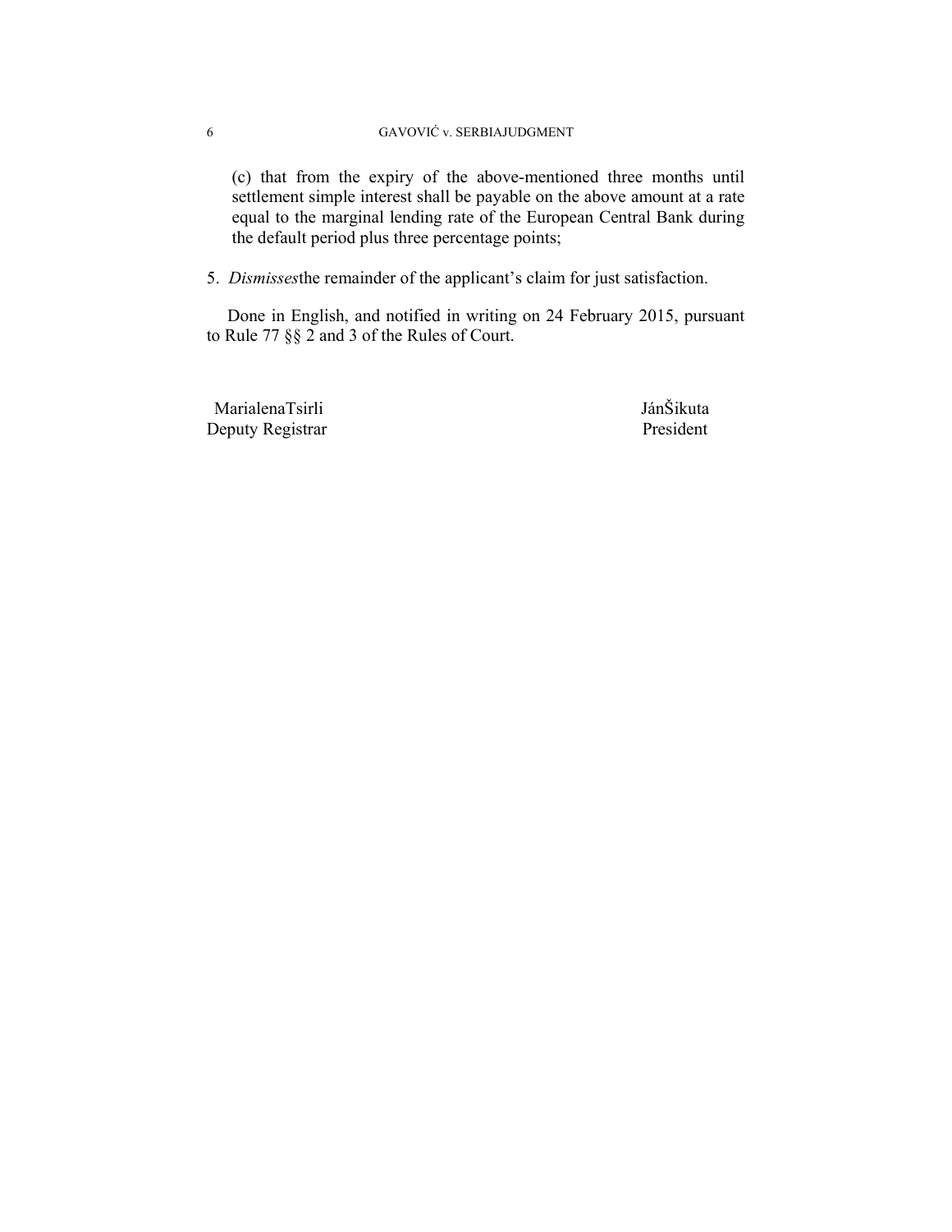(c) that from the expiry of the above-mentioned three months until settlement simple interest shall be payable on the above amount at a rate equal to the marginal lending rate of the European Central Bank during the default period plus three percentage points;

5. *Dismisses*the remainder of the applicant's claim for just satisfaction.

Done in English, and notified in writing on 24 February 2015, pursuant to Rule 77 §§ 2 and 3 of the Rules of Court.

| | |
|---|---|
| MarialenaTsirli | JánŠikuta |
| Deputy Registrar | President |